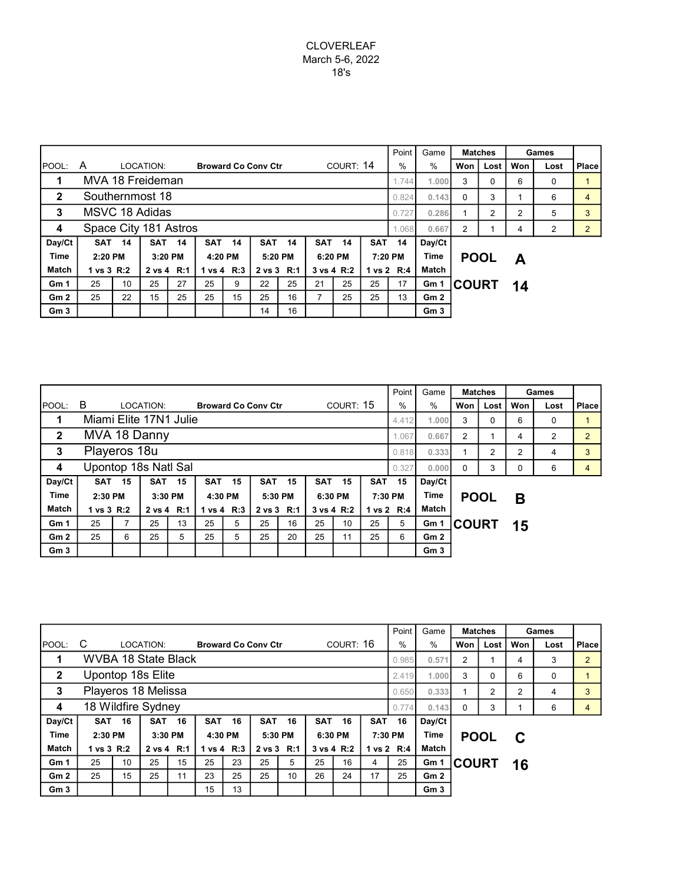# CLOVERLEAF

March 5-6, 2022

18's

| POOL: A | LOCATION: Broward Co Conv Ctr | COURT: 14 | Point % | Game % | Matches Won | Matches Lost | Games Won | Games Lost | Place |
|---|---|---|---|---|---|---|---|---|---|
| 1 | MVA 18 Friedeman | | 1.744 | 1.000 | 3 | 0 | 6 | 0 | 1 |
| 2 | Southernmost 18 | | 0.824 | 0.143 | 0 | 3 | 1 | 6 | 4 |
| 3 | MSVC 18 Adidas | | 0.727 | 0.286 | 1 | 2 | 2 | 5 | 3 |
| 4 | Space City 181 Astros | | 1.068 | 0.667 | 2 | 1 | 4 | 2 | 2 |

| Day/Ct | SAT 14 | | SAT 14 | | SAT 14 | | SAT 14 | | SAT 14 | | SAT 14 | | Day/Ct |
|---|---|---|---|---|---|---|---|---|---|---|---|---|---|
| Time | 2:20 PM | | 3:20 PM | | 4:20 PM | | 5:20 PM | | 6:20 PM | | 7:20 PM | | Time |
| Match | 1 vs 3 R:2 | | 2 vs 4 R:1 | | 1 vs 4 R:3 | | 2 vs 3 R:1 | | 3 vs 4 R:2 | | 1 vs 2 R:4 | | Match |
| Gm 1 | 25 | 10 | 25 | 27 | 25 | 9 | 22 | 25 | 21 | 25 | 25 | 17 | Gm 1 |
| Gm 2 | 25 | 22 | 15 | 25 | 25 | 15 | 25 | 16 | 7 | 25 | 25 | 13 | Gm 2 |
| Gm 3 | | | | | | | 14 | 16 | | | | | Gm 3 |

**POOL A**

**COURT 14**

| POOL: B | LOCATION: Broward Co Conv Ctr | COURT: 15 | Point % | Game % | Matches Won | Matches Lost | Games Won | Games Lost | Place |
|---|---|---|---|---|---|---|---|---|---|
| 1 | Miami Elite 17N1 Julie | | 4.412 | 1.000 | 3 | 0 | 6 | 0 | 1 |
| 2 | MVA 18 Danny | | 1.067 | 0.667 | 2 | 1 | 4 | 2 | 2 |
| 3 | Playeros 18u | | 0.818 | 0.333 | 1 | 2 | 2 | 4 | 3 |
| 4 | Upontop 18s Natl Sal | | 0.327 | 0.000 | 0 | 3 | 0 | 6 | 4 |

| Day/Ct | SAT 15 | | SAT 15 | | SAT 15 | | SAT 15 | | SAT 15 | | SAT 15 | | Day/Ct |
|---|---|---|---|---|---|---|---|---|---|---|---|---|---|
| Time | 2:30 PM | | 3:30 PM | | 4:30 PM | | 5:30 PM | | 6:30 PM | | 7:30 PM | | Time |
| Match | 1 vs 3 R:2 | | 2 vs 4 R:1 | | 1 vs 4 R:3 | | 2 vs 3 R:1 | | 3 vs 4 R:2 | | 1 vs 2 R:4 | | Match |
| Gm 1 | 25 | 7 | 25 | 13 | 25 | 5 | 25 | 16 | 25 | 10 | 25 | 5 | Gm 1 |
| Gm 2 | 25 | 6 | 25 | 5 | 25 | 5 | 25 | 20 | 25 | 11 | 25 | 6 | Gm 2 |
| Gm 3 | | | | | | | | | | | | | Gm 3 |

**POOL B**

**COURT 15**

| POOL: C | LOCATION: Broward Co Conv Ctr | COURT: 16 | Point % | Game % | Matches Won | Matches Lost | Games Won | Games Lost | Place |
|---|---|---|---|---|---|---|---|---|---|
| 1 | WVBA 18 State Black | | 0.985 | 0.571 | 2 | 1 | 4 | 3 | 2 |
| 2 | Upontop 18s Elite | | 2.419 | 1.000 | 3 | 0 | 6 | 0 | 1 |
| 3 | Playeros 18 Melissa | | 0.650 | 0.333 | 1 | 2 | 2 | 4 | 3 |
| 4 | 18 Wildfire Sydney | | 0.774 | 0.143 | 0 | 3 | 1 | 6 | 4 |

| Day/Ct | SAT 16 | | SAT 16 | | SAT 16 | | SAT 16 | | SAT 16 | | SAT 16 | | Day/Ct |
|---|---|---|---|---|---|---|---|---|---|---|---|---|---|
| Time | 2:30 PM | | 3:30 PM | | 4:30 PM | | 5:30 PM | | 6:30 PM | | 7:30 PM | | Time |
| Match | 1 vs 3 R:2 | | 2 vs 4 R:1 | | 1 vs 4 R:3 | | 2 vs 3 R:1 | | 3 vs 4 R:2 | | 1 vs 2 R:4 | | Match |
| Gm 1 | 25 | 10 | 25 | 15 | 25 | 23 | 25 | 5 | 25 | 16 | 4 | 25 | Gm 1 |
| Gm 2 | 25 | 15 | 25 | 11 | 23 | 25 | 25 | 10 | 26 | 24 | 17 | 25 | Gm 2 |
| Gm 3 | | | | | 15 | 13 | | | | | | | Gm 3 |

**POOL C**

**COURT 16**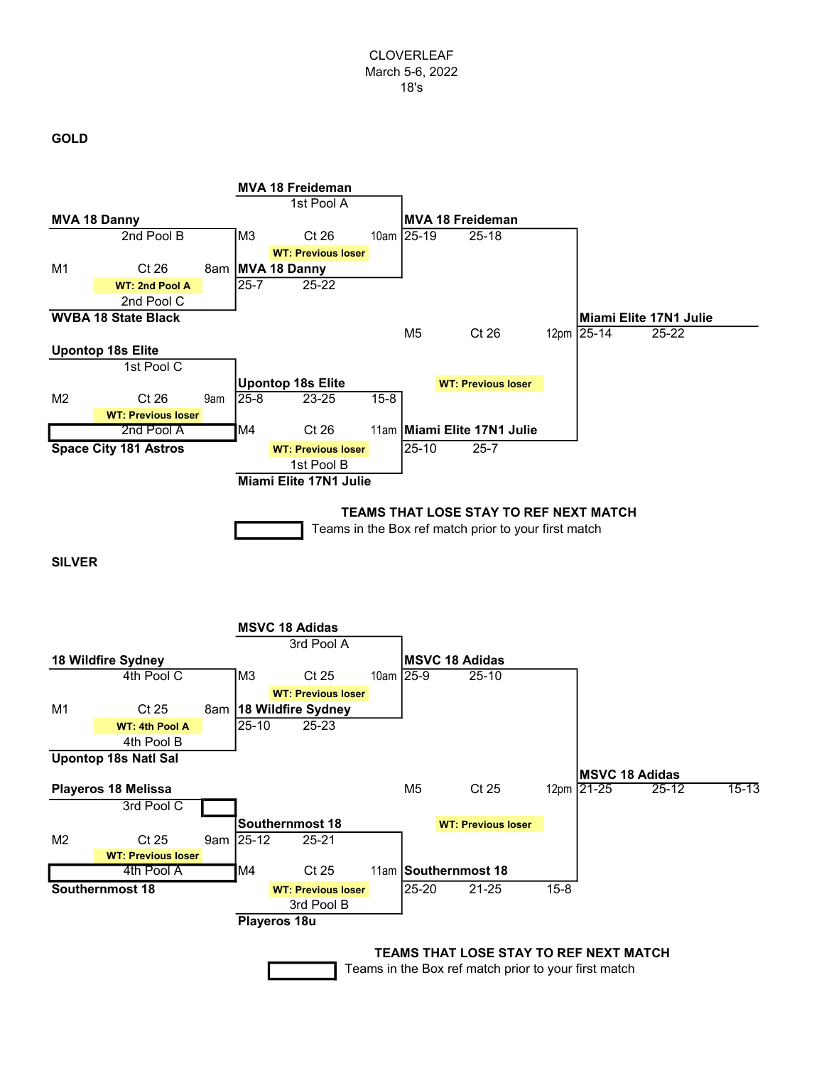CLOVERLEAF
March 5-6, 2022
18's

## GOLD

**M1** — Ct 26 — 8am — WT: 2nd Pool A

- **MVA 18 Danny** (2nd Pool B)
- **WVBA 18 State Black** (2nd Pool C)
- Winner: **MVA 18 Danny** — 25-7, 25-22

**M2** — Ct 26 — 9am — WT: Previous loser

- **Upontop 18s Elite** (1st Pool C)
- **Space City 181 Astros** (2nd Pool A)
- Winner: **Upontop 18s Elite** — 25-8, 23-25, 15-8

**M3** — Ct 26 — 10am — WT: Previous loser

- **MVA 18 Freideman** (1st Pool A)
- **MVA 18 Danny**
- Winner: **MVA 18 Freideman** — 25-19, 25-18

**M4** — Ct 26 — 11am — WT: Previous loser

- **Upontop 18s Elite**
- **Miami Elite 17N1 Julie** (1st Pool B)
- Winner: **Miami Elite 17N1 Julie** — 25-10, 25-7

**M5** — Ct 26 — 12pm — WT: Previous loser

- **MVA 18 Freideman**
- **Miami Elite 17N1 Julie**
- Winner: **Miami Elite 17N1 Julie** — 25-14, 25-22

**TEAMS THAT LOSE STAY TO REF NEXT MATCH**

Teams in the Box ref match prior to your first match

## SILVER

**M1** — Ct 25 — 8am — WT: 4th Pool A

- **18 Wildfire Sydney** (4th Pool C)
- **Upontop 18s Natl Sal** (4th Pool B)
- Winner: **18 Wildfire Sydney** — 25-10, 25-23

**M2** — Ct 25 — 9am — WT: Previous loser

- **Playeros 18 Melissa** (3rd Pool C)
- **Southernmost 18** (4th Pool A)
- Winner: **Southernmost 18** — 25-12, 25-21

**M3** — Ct 25 — 10am — WT: Previous loser

- **MSVC 18 Adidas** (3rd Pool A)
- **18 Wildfire Sydney**
- Winner: **MSVC 18 Adidas** — 25-9, 25-10

**M4** — Ct 25 — 11am — WT: Previous loser

- **Southernmost 18**
- **Playeros 18u** (3rd Pool B)
- Winner: **Southernmost 18** — 25-20, 21-25, 15-8

**M5** — Ct 25 — 12pm — WT: Previous loser

- **MSVC 18 Adidas**
- **Southernmost 18**
- Winner: **MSVC 18 Adidas** — 21-25, 25-12, 15-13

**TEAMS THAT LOSE STAY TO REF NEXT MATCH**

Teams in the Box ref match prior to your first match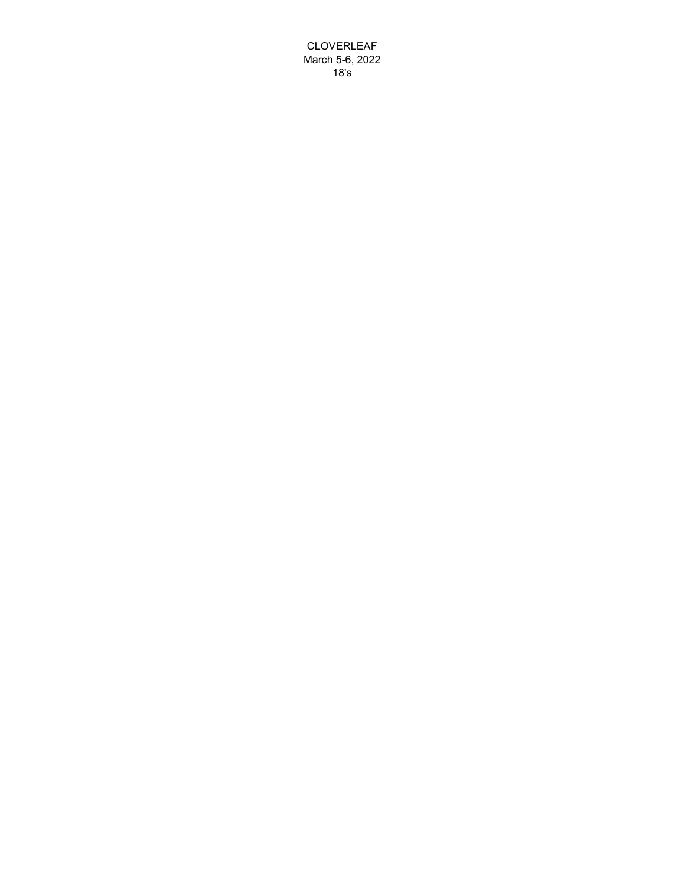CLOVERLEAF

March 5-6, 2022

18's